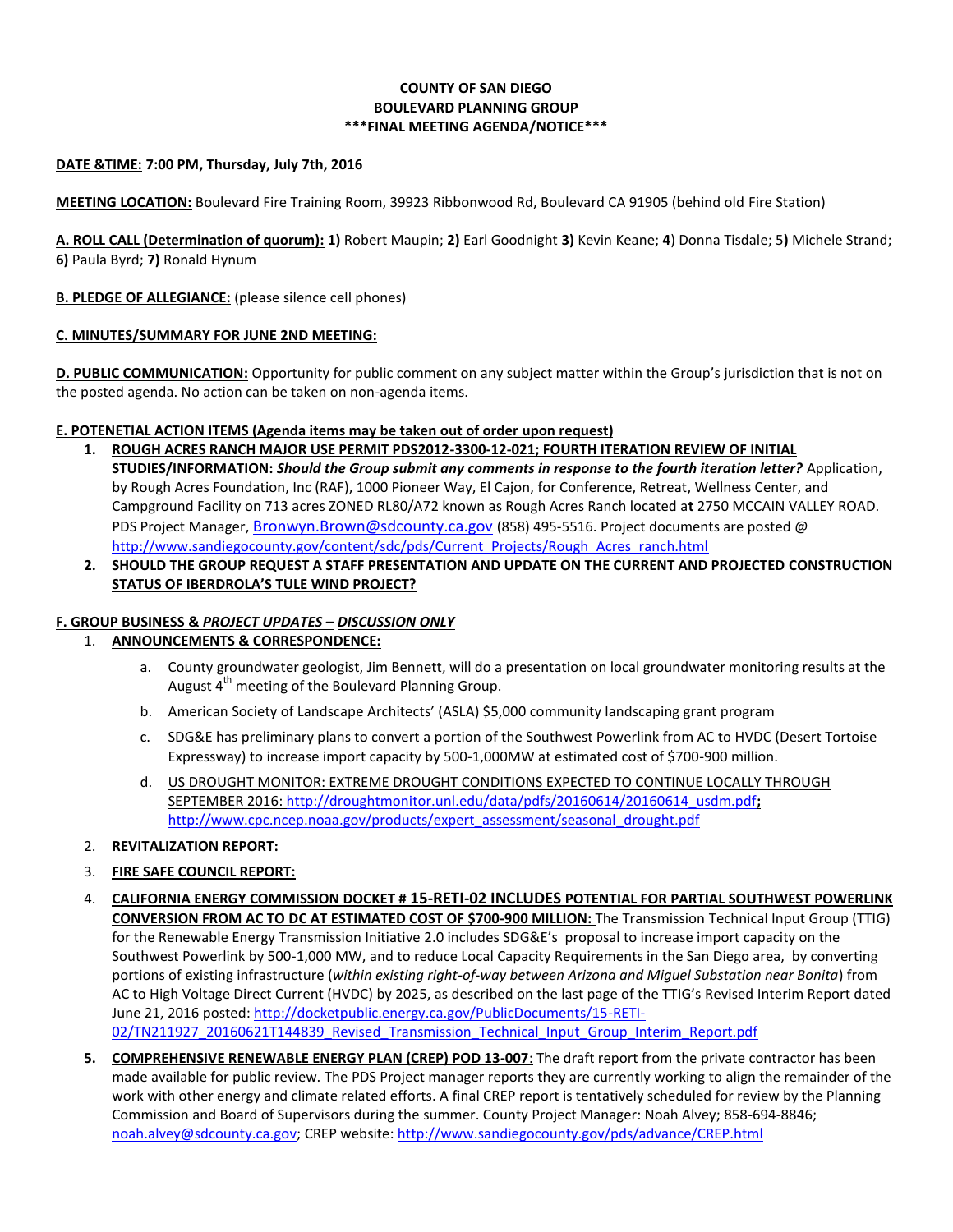**COUNTY OF SAN DIEGO**
**BOULEVARD PLANNING GROUP**
**\*\*\*FINAL MEETING AGENDA/NOTICE\*\*\***

**DATE &TIME: 7:00 PM, Thursday, July 7th, 2016**

**MEETING LOCATION:** Boulevard Fire Training Room, 39923 Ribbonwood Rd, Boulevard CA 91905 (behind old Fire Station)

**A. ROLL CALL (Determination of quorum): 1)** Robert Maupin; **2)** Earl Goodnight **3)** Kevin Keane; **4**) Donna Tisdale; 5**)** Michele Strand; **6)** Paula Byrd; **7)** Ronald Hynum

**B. PLEDGE OF ALLEGIANCE:** (please silence cell phones)

**C. MINUTES/SUMMARY FOR JUNE 2ND MEETING:**

**D. PUBLIC COMMUNICATION:** Opportunity for public comment on any subject matter within the Group's jurisdiction that is not on the posted agenda. No action can be taken on non-agenda items.

**E. POTENETIAL ACTION ITEMS (Agenda items may be taken out of order upon request)**

1. **ROUGH ACRES RANCH MAJOR USE PERMIT PDS2012-3300-12-021; FOURTH ITERATION REVIEW OF INITIAL STUDIES/INFORMATION:** ***Should the Group submit any comments in response to the fourth iteration letter?*** Application, by Rough Acres Foundation, Inc (RAF), 1000 Pioneer Way, El Cajon, for Conference, Retreat, Wellness Center, and Campground Facility on 713 acres ZONED RL80/A72 known as Rough Acres Ranch located a**t** 2750 MCCAIN VALLEY ROAD. PDS Project Manager, Bronwyn.Brown@sdcounty.ca.gov (858) 495-5516. Project documents are posted @ http://www.sandiegocounty.gov/content/sdc/pds/Current_Projects/Rough_Acres_ranch.html
2. **SHOULD THE GROUP REQUEST A STAFF PRESENTATION AND UPDATE ON THE CURRENT AND PROJECTED CONSTRUCTION STATUS OF IBERDROLA'S TULE WIND PROJECT?**

**F. GROUP BUSINESS & *PROJECT UPDATES* – *DISCUSSION ONLY***

1. **ANNOUNCEMENTS & CORRESPONDENCE:**
   a. County groundwater geologist, Jim Bennett, will do a presentation on local groundwater monitoring results at the August 4th meeting of the Boulevard Planning Group.
   b. American Society of Landscape Architects' (ASLA) $5,000 community landscaping grant program
   c. SDG&E has preliminary plans to convert a portion of the Southwest Powerlink from AC to HVDC (Desert Tortoise Expressway) to increase import capacity by 500-1,000MW at estimated cost of $700-900 million.
   d. US DROUGHT MONITOR: EXTREME DROUGHT CONDITIONS EXPECTED TO CONTINUE LOCALLY THROUGH SEPTEMBER 2016: http://droughtmonitor.unl.edu/data/pdfs/20160614/20160614_usdm.pdf**;** http://www.cpc.ncep.noaa.gov/products/expert_assessment/seasonal_drought.pdf
2. **REVITALIZATION REPORT:**
3. **FIRE SAFE COUNCIL REPORT:**
4. **CALIFORNIA ENERGY COMMISSION DOCKET # 15-RETI-02 INCLUDES POTENTIAL FOR PARTIAL SOUTHWEST POWERLINK CONVERSION FROM AC TO DC AT ESTIMATED COST OF $700-900 MILLION:** The Transmission Technical Input Group (TTIG) for the Renewable Energy Transmission Initiative 2.0 includes SDG&E's proposal to increase import capacity on the Southwest Powerlink by 500-1,000 MW, and to reduce Local Capacity Requirements in the San Diego area, by converting portions of existing infrastructure (*within existing right-of-way between Arizona and Miguel Substation near Bonita*) from AC to High Voltage Direct Current (HVDC) by 2025, as described on the last page of the TTIG's Revised Interim Report dated June 21, 2016 posted: http://docketpublic.energy.ca.gov/PublicDocuments/15-RETI-02/TN211927_20160621T144839_Revised_Transmission_Technical_Input_Group_Interim_Report.pdf
5. **COMPREHENSIVE RENEWABLE ENERGY PLAN (CREP) POD 13-007**: The draft report from the private contractor has been made available for public review. The PDS Project manager reports they are currently working to align the remainder of the work with other energy and climate related efforts. A final CREP report is tentatively scheduled for review by the Planning Commission and Board of Supervisors during the summer. County Project Manager: Noah Alvey; 858-694-8846; noah.alvey@sdcounty.ca.gov; CREP website: http://www.sandiegocounty.gov/pds/advance/CREP.html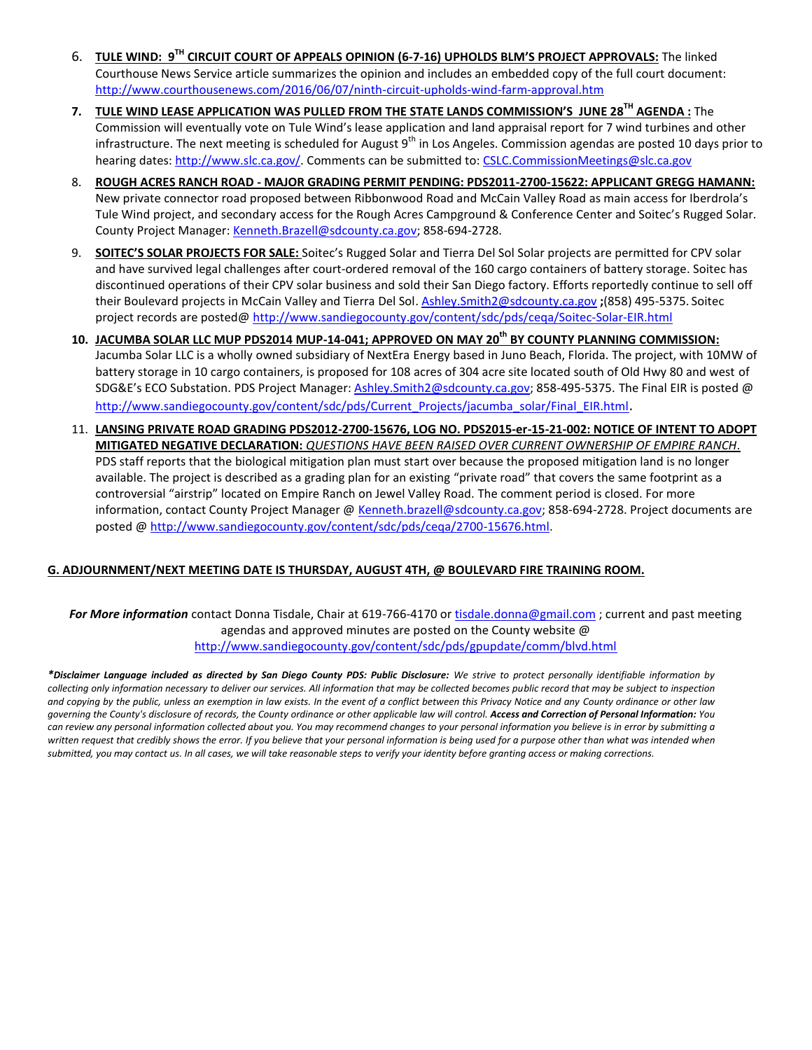6. **TULE WIND: 9TH CIRCUIT COURT OF APPEALS OPINION (6-7-16) UPHOLDS BLM'S PROJECT APPROVALS:** The linked Courthouse News Service article summarizes the opinion and includes an embedded copy of the full court document: http://www.courthousenews.com/2016/06/07/ninth-circuit-upholds-wind-farm-approval.htm

7. **TULE WIND LEASE APPLICATION WAS PULLED FROM THE STATE LANDS COMMISSION'S JUNE 28TH AGENDA :** The Commission will eventually vote on Tule Wind's lease application and land appraisal report for 7 wind turbines and other infrastructure. The next meeting is scheduled for August 9th in Los Angeles. Commission agendas are posted 10 days prior to hearing dates: http://www.slc.ca.gov/. Comments can be submitted to: CSLC.CommissionMeetings@slc.ca.gov

8. **ROUGH ACRES RANCH ROAD - MAJOR GRADING PERMIT PENDING: PDS2011-2700-15622: APPLICANT GREGG HAMANN:** New private connector road proposed between Ribbonwood Road and McCain Valley Road as main access for Iberdrola's Tule Wind project, and secondary access for the Rough Acres Campground & Conference Center and Soitec's Rugged Solar. County Project Manager: Kenneth.Brazell@sdcounty.ca.gov; 858-694-2728.

9. **SOITEC'S SOLAR PROJECTS FOR SALE:** Soitec's Rugged Solar and Tierra Del Sol Solar projects are permitted for CPV solar and have survived legal challenges after court-ordered removal of the 160 cargo containers of battery storage. Soitec has discontinued operations of their CPV solar business and sold their San Diego factory. Efforts reportedly continue to sell off their Boulevard projects in McCain Valley and Tierra Del Sol. Ashley.Smith2@sdcounty.ca.gov **;**(858) 495-5375. Soitec project records are posted@ http://www.sandiegocounty.gov/content/sdc/pds/ceqa/Soitec-Solar-EIR.html

10. **JACUMBA SOLAR LLC MUP PDS2014 MUP-14-041; APPROVED ON MAY 20th BY COUNTY PLANNING COMMISSION:** Jacumba Solar LLC is a wholly owned subsidiary of NextEra Energy based in Juno Beach, Florida. The project, with 10MW of battery storage in 10 cargo containers, is proposed for 108 acres of 304 acre site located south of Old Hwy 80 and west of SDG&E's ECO Substation. PDS Project Manager: Ashley.Smith2@sdcounty.ca.gov; 858-495-5375. The Final EIR is posted @ http://www.sandiegocounty.gov/content/sdc/pds/Current_Projects/jacumba_solar/Final_EIR.html.

11. **LANSING PRIVATE ROAD GRADING PDS2012-2700-15676, LOG NO. PDS2015-er-15-21-002: NOTICE OF INTENT TO ADOPT MITIGATED NEGATIVE DECLARATION:** *QUESTIONS HAVE BEEN RAISED OVER CURRENT OWNERSHIP OF EMPIRE RANCH.* PDS staff reports that the biological mitigation plan must start over because the proposed mitigation land is no longer available. The project is described as a grading plan for an existing "private road" that covers the same footprint as a controversial "airstrip" located on Empire Ranch on Jewel Valley Road. The comment period is closed. For more information, contact County Project Manager @ Kenneth.brazell@sdcounty.ca.gov; 858-694-2728. Project documents are posted @ http://www.sandiegocounty.gov/content/sdc/pds/ceqa/2700-15676.html.

**G. ADJOURNMENT/NEXT MEETING DATE IS THURSDAY, AUGUST 4TH, @ BOULEVARD FIRE TRAINING ROOM.**

***For More information*** contact Donna Tisdale, Chair at 619-766-4170 or tisdale.donna@gmail.com ; current and past meeting agendas and approved minutes are posted on the County website @ http://www.sandiegocounty.gov/content/sdc/pds/gpupdate/comm/blvd.html

***\*Disclaimer Language included as directed by San Diego County PDS: Public Disclosure:*** *We strive to protect personally identifiable information by collecting only information necessary to deliver our services. All information that may be collected becomes public record that may be subject to inspection and copying by the public, unless an exemption in law exists. In the event of a conflict between this Privacy Notice and any County ordinance or other law governing the County's disclosure of records, the County ordinance or other applicable law will control.* ***Access and Correction of Personal Information:*** *You can review any personal information collected about you. You may recommend changes to your personal information you believe is in error by submitting a written request that credibly shows the error. If you believe that your personal information is being used for a purpose other than what was intended when submitted, you may contact us. In all cases, we will take reasonable steps to verify your identity before granting access or making corrections.*